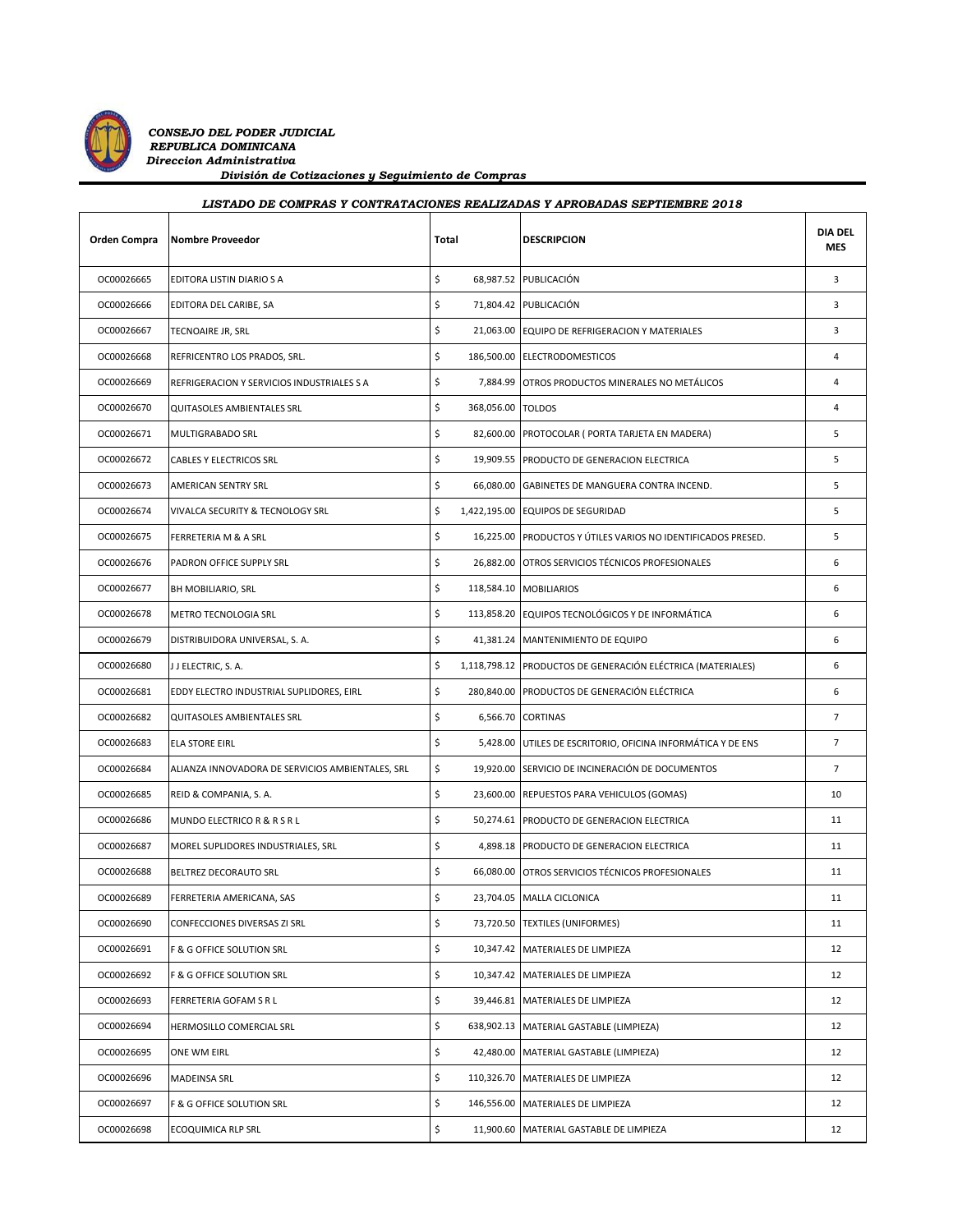***CONSEJO DEL PODER JUDICIAL***
***REPUBLICA DOMINICANA***
***Direccion Administrativa***
***División de Cotizaciones y Seguimiento de Compras***

***LISTADO DE COMPRAS Y CONTRATACIONES REALIZADAS Y APROBADAS SEPTIEMBRE 2018***

| Orden Compra | Nombre Proveedor | Total | DESCRIPCION | DIA DEL MES |
|---|---|---|---|---|
| OC00026665 | EDITORA LISTIN DIARIO S A | $ 68,987.52 | PUBLICACIÓN | 3 |
| OC00026666 | EDITORA DEL CARIBE, SA | $ 71,804.42 | PUBLICACIÓN | 3 |
| OC00026667 | TECNOAIRE JR, SRL | $ 21,063.00 | EQUIPO DE REFRIGERACION Y MATERIALES | 3 |
| OC00026668 | REFRICENTRO LOS PRADOS, SRL. | $ 186,500.00 | ELECTRODOMESTICOS | 4 |
| OC00026669 | REFRIGERACION Y SERVICIOS INDUSTRIALES S A | $ 7,884.99 | OTROS PRODUCTOS MINERALES NO METÁLICOS | 4 |
| OC00026670 | QUITASOLES AMBIENTALES SRL | $ 368,056.00 | TOLDOS | 4 |
| OC00026671 | MULTIGRABADO SRL | $ 82,600.00 | PROTOCOLAR ( PORTA TARJETA EN MADERA) | 5 |
| OC00026672 | CABLES Y ELECTRICOS SRL | $ 19,909.55 | PRODUCTO DE GENERACION ELECTRICA | 5 |
| OC00026673 | AMERICAN SENTRY SRL | $ 66,080.00 | GABINETES DE MANGUERA CONTRA INCEND. | 5 |
| OC00026674 | VIVALCA SECURITY & TECNOLOGY SRL | $ 1,422,195.00 | EQUIPOS DE SEGURIDAD | 5 |
| OC00026675 | FERRETERIA M & A SRL | $ 16,225.00 | PRODUCTOS Y ÚTILES VARIOS NO IDENTIFICADOS PRESED. | 5 |
| OC00026676 | PADRON OFFICE SUPPLY SRL | $ 26,882.00 | OTROS SERVICIOS TÉCNICOS PROFESIONALES | 6 |
| OC00026677 | BH MOBILIARIO, SRL | $ 118,584.10 | MOBILIARIOS | 6 |
| OC00026678 | METRO TECNOLOGIA SRL | $ 113,858.20 | EQUIPOS TECNOLÓGICOS Y DE INFORMÁTICA | 6 |
| OC00026679 | DISTRIBUIDORA UNIVERSAL, S. A. | $ 41,381.24 | MANTENIMIENTO DE EQUIPO | 6 |
| OC00026680 | J J ELECTRIC, S. A. | $ 1,118,798.12 | PRODUCTOS DE GENERACIÓN ELÉCTRICA (MATERIALES) | 6 |
| OC00026681 | EDDY ELECTRO INDUSTRIAL SUPLIDORES, EIRL | $ 280,840.00 | PRODUCTOS DE GENERACIÓN ELÉCTRICA | 6 |
| OC00026682 | QUITASOLES AMBIENTALES SRL | $ 6,566.70 | CORTINAS | 7 |
| OC00026683 | ELA STORE EIRL | $ 5,428.00 | UTILES DE ESCRITORIO, OFICINA INFORMÁTICA Y DE ENS | 7 |
| OC00026684 | ALIANZA INNOVADORA DE SERVICIOS AMBIENTALES, SRL | $ 19,920.00 | SERVICIO DE INCINERACIÓN DE DOCUMENTOS | 7 |
| OC00026685 | REID & COMPANIA, S. A. | $ 23,600.00 | REPUESTOS PARA VEHICULOS (GOMAS) | 10 |
| OC00026686 | MUNDO ELECTRICO R & R S R L | $ 50,274.61 | PRODUCTO DE GENERACION ELECTRICA | 11 |
| OC00026687 | MOREL SUPLIDORES INDUSTRIALES, SRL | $ 4,898.18 | PRODUCTO DE GENERACION ELECTRICA | 11 |
| OC00026688 | BELTREZ DECORAUTO SRL | $ 66,080.00 | OTROS SERVICIOS TÉCNICOS PROFESIONALES | 11 |
| OC00026689 | FERRETERIA AMERICANA, SAS | $ 23,704.05 | MALLA CICLONICA | 11 |
| OC00026690 | CONFECCIONES DIVERSAS ZI SRL | $ 73,720.50 | TEXTILES (UNIFORMES) | 11 |
| OC00026691 | F & G OFFICE SOLUTION SRL | $ 10,347.42 | MATERIALES DE LIMPIEZA | 12 |
| OC00026692 | F & G OFFICE SOLUTION SRL | $ 10,347.42 | MATERIALES DE LIMPIEZA | 12 |
| OC00026693 | FERRETERIA GOFAM S R L | $ 39,446.81 | MATERIALES DE LIMPIEZA | 12 |
| OC00026694 | HERMOSILLO COMERCIAL SRL | $ 638,902.13 | MATERIAL GASTABLE (LIMPIEZA) | 12 |
| OC00026695 | ONE WM EIRL | $ 42,480.00 | MATERIAL GASTABLE (LIMPIEZA) | 12 |
| OC00026696 | MADEINSA SRL | $ 110,326.70 | MATERIALES DE LIMPIEZA | 12 |
| OC00026697 | F & G OFFICE SOLUTION SRL | $ 146,556.00 | MATERIALES DE LIMPIEZA | 12 |
| OC00026698 | ECOQUIMICA RLP SRL | $ 11,900.60 | MATERIAL GASTABLE DE LIMPIEZA | 12 |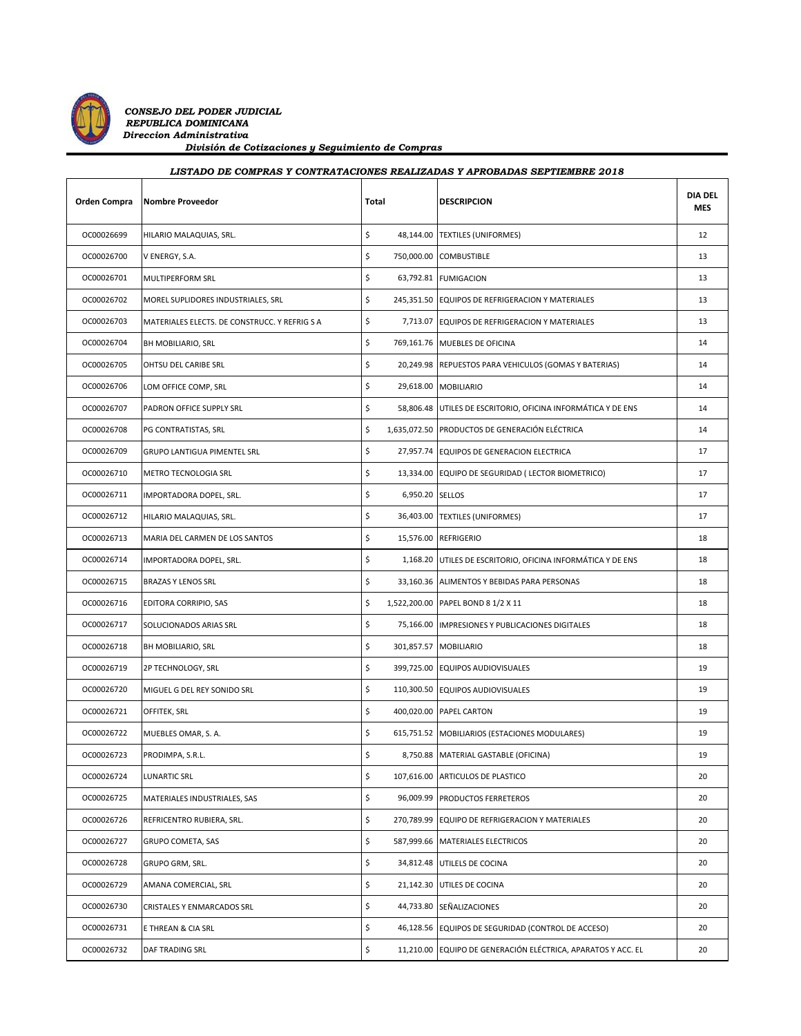*CONSEJO DEL PODER JUDICIAL*
*REPUBLICA DOMINICANA*
*Direccion Administrativa*
*División de Cotizaciones y Seguimiento de Compras*

**LISTADO DE COMPRAS Y CONTRATACIONES REALIZADAS Y APROBADAS SEPTIEMBRE 2018**

| Orden Compra | Nombre Proveedor | Total | DESCRIPCION | DIA DEL MES |
|---|---|---|---|---|
| OC00026699 | HILARIO MALAQUIAS, SRL. | $ 48,144.00 | TEXTILES (UNIFORMES) | 12 |
| OC00026700 | V ENERGY, S.A. | $ 750,000.00 | COMBUSTIBLE | 13 |
| OC00026701 | MULTIPERFORM SRL | $ 63,792.81 | FUMIGACION | 13 |
| OC00026702 | MOREL SUPLIDORES INDUSTRIALES, SRL | $ 245,351.50 | EQUIPOS DE REFRIGERACION Y MATERIALES | 13 |
| OC00026703 | MATERIALES ELECTS. DE CONSTRUCC. Y REFRIG S A | $ 7,713.07 | EQUIPOS DE REFRIGERACION Y MATERIALES | 13 |
| OC00026704 | BH MOBILIARIO, SRL | $ 769,161.76 | MUEBLES DE OFICINA | 14 |
| OC00026705 | OHTSU DEL CARIBE SRL | $ 20,249.98 | REPUESTOS PARA VEHICULOS (GOMAS Y BATERIAS) | 14 |
| OC00026706 | LOM OFFICE COMP, SRL | $ 29,618.00 | MOBILIARIO | 14 |
| OC00026707 | PADRON OFFICE SUPPLY SRL | $ 58,806.48 | UTILES DE ESCRITORIO, OFICINA INFORMÁTICA Y DE ENS | 14 |
| OC00026708 | PG CONTRATISTAS, SRL | $ 1,635,072.50 | PRODUCTOS DE GENERACIÓN ELÉCTRICA | 14 |
| OC00026709 | GRUPO LANTIGUA PIMENTEL SRL | $ 27,957.74 | EQUIPOS DE GENERACION ELECTRICA | 17 |
| OC00026710 | METRO TECNOLOGIA SRL | $ 13,334.00 | EQUIPO DE SEGURIDAD ( LECTOR BIOMETRICO) | 17 |
| OC00026711 | IMPORTADORA DOPEL, SRL. | $ 6,950.20 | SELLOS | 17 |
| OC00026712 | HILARIO MALAQUIAS, SRL. | $ 36,403.00 | TEXTILES (UNIFORMES) | 17 |
| OC00026713 | MARIA DEL CARMEN DE LOS SANTOS | $ 15,576.00 | REFRIGERIO | 18 |
| OC00026714 | IMPORTADORA DOPEL, SRL. | $ 1,168.20 | UTILES DE ESCRITORIO, OFICINA INFORMÁTICA Y DE ENS | 18 |
| OC00026715 | BRAZAS Y LENOS SRL | $ 33,160.36 | ALIMENTOS Y BEBIDAS PARA PERSONAS | 18 |
| OC00026716 | EDITORA CORRIPIO, SAS | $ 1,522,200.00 | PAPEL BOND 8 1/2 X 11 | 18 |
| OC00026717 | SOLUCIONADOS ARIAS SRL | $ 75,166.00 | IMPRESIONES Y PUBLICACIONES DIGITALES | 18 |
| OC00026718 | BH MOBILIARIO, SRL | $ 301,857.57 | MOBILIARIO | 18 |
| OC00026719 | 2P TECHNOLOGY, SRL | $ 399,725.00 | EQUIPOS AUDIOVISUALES | 19 |
| OC00026720 | MIGUEL G DEL REY SONIDO SRL | $ 110,300.50 | EQUIPOS AUDIOVISUALES | 19 |
| OC00026721 | OFFITEK, SRL | $ 400,020.00 | PAPEL CARTON | 19 |
| OC00026722 | MUEBLES OMAR, S. A. | $ 615,751.52 | MOBILIARIOS (ESTACIONES MODULARES) | 19 |
| OC00026723 | PRODIMPA, S.R.L. | $ 8,750.88 | MATERIAL GASTABLE (OFICINA) | 19 |
| OC00026724 | LUNARTIC SRL | $ 107,616.00 | ARTICULOS DE PLASTICO | 20 |
| OC00026725 | MATERIALES INDUSTRIALES, SAS | $ 96,009.99 | PRODUCTOS FERRETEROS | 20 |
| OC00026726 | REFRICENTRO RUBIERA, SRL. | $ 270,789.99 | EQUIPO DE REFRIGERACION Y MATERIALES | 20 |
| OC00026727 | GRUPO COMETA, SAS | $ 587,999.66 | MATERIALES ELECTRICOS | 20 |
| OC00026728 | GRUPO GRM, SRL. | $ 34,812.48 | UTILELS DE COCINA | 20 |
| OC00026729 | AMANA COMERCIAL, SRL | $ 21,142.30 | UTILES DE COCINA | 20 |
| OC00026730 | CRISTALES Y ENMARCADOS SRL | $ 44,733.80 | SEÑALIZACIONES | 20 |
| OC00026731 | E THREAN & CIA SRL | $ 46,128.56 | EQUIPOS DE SEGURIDAD (CONTROL DE ACCESO) | 20 |
| OC00026732 | DAF TRADING SRL | $ 11,210.00 | EQUIPO DE GENERACIÓN ELÉCTRICA, APARATOS Y ACC. EL | 20 |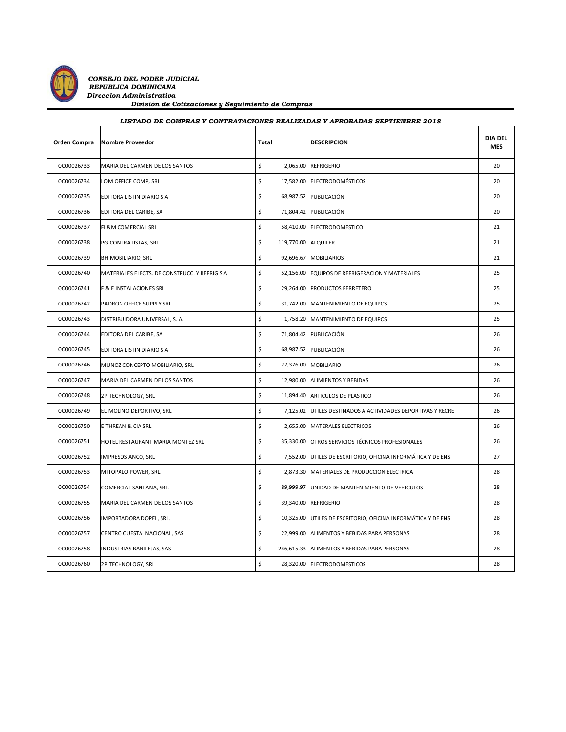*CONSEJO DEL PODER JUDICIAL*
*REPUBLICA DOMINICANA*
*Direccion Administrativa*
*División de Cotizaciones y Seguimiento de Compras*

***LISTADO DE COMPRAS Y CONTRATACIONES REALIZADAS Y APROBADAS SEPTIEMBRE 2018***

| Orden Compra | Nombre Proveedor | Total | DESCRIPCION | DIA DEL MES |
|---|---|---|---|---|
| OC00026733 | MARIA DEL CARMEN DE LOS SANTOS | $ 2,065.00 | REFRIGERIO | 20 |
| OC00026734 | LOM OFFICE COMP, SRL | $ 17,582.00 | ELECTRODOMÉSTICOS | 20 |
| OC00026735 | EDITORA LISTIN DIARIO S A | $ 68,987.52 | PUBLICACIÓN | 20 |
| OC00026736 | EDITORA DEL CARIBE, SA | $ 71,804.42 | PUBLICACIÓN | 20 |
| OC00026737 | FL&M COMERCIAL SRL | $ 58,410.00 | ELECTRODOMESTICO | 21 |
| OC00026738 | PG CONTRATISTAS, SRL | $ 119,770.00 | ALQUILER | 21 |
| OC00026739 | BH MOBILIARIO, SRL | $ 92,696.67 | MOBILIARIOS | 21 |
| OC00026740 | MATERIALES ELECTS. DE CONSTRUCC. Y REFRIG S A | $ 52,156.00 | EQUIPOS DE REFRIGERACION Y MATERIALES | 25 |
| OC00026741 | F & E INSTALACIONES SRL | $ 29,264.00 | PRODUCTOS FERRETERO | 25 |
| OC00026742 | PADRON OFFICE SUPPLY SRL | $ 31,742.00 | MANTENIMIENTO DE EQUIPOS | 25 |
| OC00026743 | DISTRIBUIDORA UNIVERSAL, S. A. | $ 1,758.20 | MANTENIMIENTO DE EQUIPOS | 25 |
| OC00026744 | EDITORA DEL CARIBE, SA | $ 71,804.42 | PUBLICACIÓN | 26 |
| OC00026745 | EDITORA LISTIN DIARIO S A | $ 68,987.52 | PUBLICACIÓN | 26 |
| OC00026746 | MUNOZ CONCEPTO MOBILIARIO, SRL | $ 27,376.00 | MOBILIARIO | 26 |
| OC00026747 | MARIA DEL CARMEN DE LOS SANTOS | $ 12,980.00 | ALIMIENTOS Y BEBIDAS | 26 |
| OC00026748 | 2P TECHNOLOGY, SRL | $ 11,894.40 | ARTICULOS DE PLASTICO | 26 |
| OC00026749 | EL MOLINO DEPORTIVO, SRL | $ 7,125.02 | UTILES DESTINADOS A ACTIVIDADES DEPORTIVAS Y RECRE | 26 |
| OC00026750 | E THREAN & CIA SRL | $ 2,655.00 | MATERALES ELECTRICOS | 26 |
| OC00026751 | HOTEL RESTAURANT MARIA MONTEZ SRL | $ 35,330.00 | OTROS SERVICIOS TÉCNICOS PROFESIONALES | 26 |
| OC00026752 | IMPRESOS ANCO, SRL | $ 7,552.00 | UTILES DE ESCRITORIO, OFICINA INFORMÁTICA Y DE ENS | 27 |
| OC00026753 | MITOPALO POWER, SRL. | $ 2,873.30 | MATERIALES DE PRODUCCION ELECTRICA | 28 |
| OC00026754 | COMERCIAL SANTANA, SRL. | $ 89,999.97 | UNIDAD DE MANTENIMIENTO DE VEHICULOS | 28 |
| OC00026755 | MARIA DEL CARMEN DE LOS SANTOS | $ 39,340.00 | REFRIGERIO | 28 |
| OC00026756 | IMPORTADORA DOPEL, SRL. | $ 10,325.00 | UTILES DE ESCRITORIO, OFICINA INFORMÁTICA Y DE ENS | 28 |
| OC00026757 | CENTRO CUESTA NACIONAL, SAS | $ 22,999.00 | ALIMENTOS Y BEBIDAS PARA PERSONAS | 28 |
| OC00026758 | INDUSTRIAS BANILEJAS, SAS | $ 246,615.33 | ALIMENTOS Y BEBIDAS PARA PERSONAS | 28 |
| OC00026760 | 2P TECHNOLOGY, SRL | $ 28,320.00 | ELECTRODOMESTICOS | 28 |